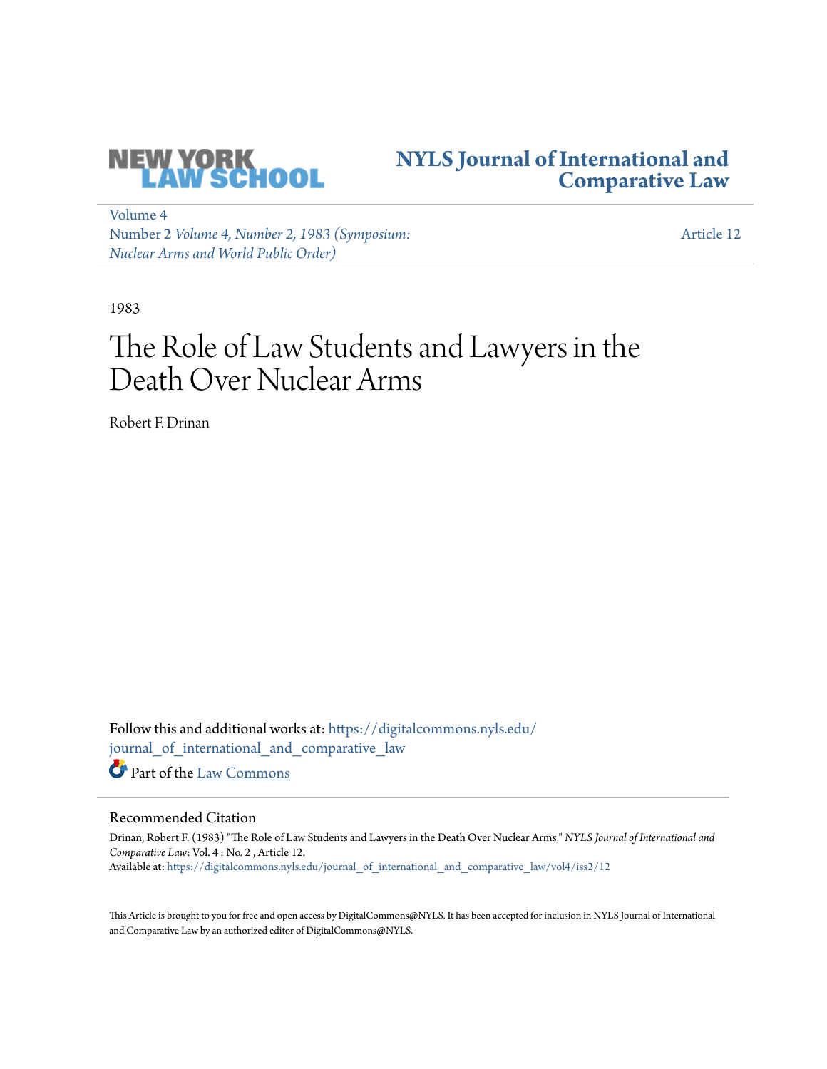NEW YORK LAW SCHOOL

# NYLS Journal of International and Comparative Law

Volume 4
Number 2 *Volume 4, Number 2, 1983 (Symposium: Nuclear Arms and World Public Order)*

Article 12

1983

# The Role of Law Students and Lawyers in the Death Over Nuclear Arms

Robert F. Drinan

Follow this and additional works at: https://digitalcommons.nyls.edu/journal_of_international_and_comparative_law

Part of the Law Commons

## Recommended Citation

Drinan, Robert F. (1983) "The Role of Law Students and Lawyers in the Death Over Nuclear Arms," *NYLS Journal of International and Comparative Law*: Vol. 4 : No. 2 , Article 12.
Available at: https://digitalcommons.nyls.edu/journal_of_international_and_comparative_law/vol4/iss2/12

This Article is brought to you for free and open access by DigitalCommons@NYLS. It has been accepted for inclusion in NYLS Journal of International and Comparative Law by an authorized editor of DigitalCommons@NYLS.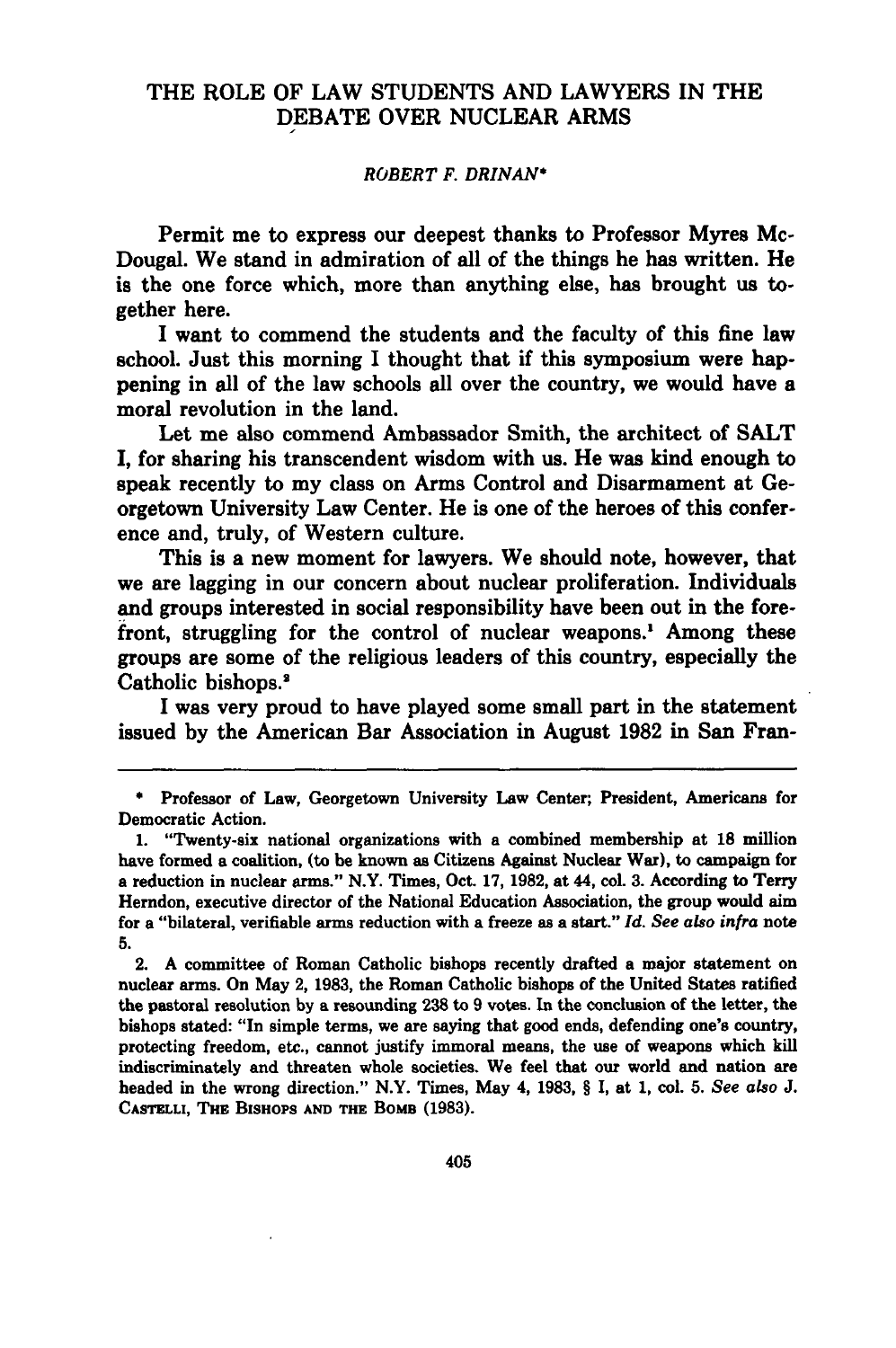# THE ROLE OF LAW STUDENTS AND LAWYERS IN THE DEBATE OVER NUCLEAR ARMS

*ROBERT F. DRINAN**

Permit me to express our deepest thanks to Professor Myres McDougal. We stand in admiration of all of the things he has written. He is the one force which, more than anything else, has brought us together here.

I want to commend the students and the faculty of this fine law school. Just this morning I thought that if this symposium were happening in all of the law schools all over the country, we would have a moral revolution in the land.

Let me also commend Ambassador Smith, the architect of SALT I, for sharing his transcendent wisdom with us. He was kind enough to speak recently to my class on Arms Control and Disarmament at Georgetown University Law Center. He is one of the heroes of this conference and, truly, of Western culture.

This is a new moment for lawyers. We should note, however, that we are lagging in our concern about nuclear proliferation. Individuals and groups interested in social responsibility have been out in the forefront, struggling for the control of nuclear weapons.[1] Among these groups are some of the religious leaders of this country, especially the Catholic bishops.[2]

I was very proud to have played some small part in the statement issued by the American Bar Association in August 1982 in San Fran-

---

\* Professor of Law, Georgetown University Law Center; President, Americans for Democratic Action.

1. "Twenty-six national organizations with a combined membership at 18 million have formed a coalition, (to be known as Citizens Against Nuclear War), to campaign for a reduction in nuclear arms." N.Y. Times, Oct. 17, 1982, at 44, col. 3. According to Terry Herndon, executive director of the National Education Association, the group would aim for a "bilateral, verifiable arms reduction with a freeze as a start." *Id. See also infra* note 5.

2. A committee of Roman Catholic bishops recently drafted a major statement on nuclear arms. On May 2, 1983, the Roman Catholic bishops of the United States ratified the pastoral resolution by a resounding 238 to 9 votes. In the conclusion of the letter, the bishops stated: "In simple terms, we are saying that good ends, defending one's country, protecting freedom, etc., cannot justify immoral means, the use of weapons which kill indiscriminately and threaten whole societies. We feel that our world and nation are headed in the wrong direction." N.Y. Times, May 4, 1983, § I, at 1, col. 5. *See also* J. CASTELLI, THE BISHOPS AND THE BOMB (1983).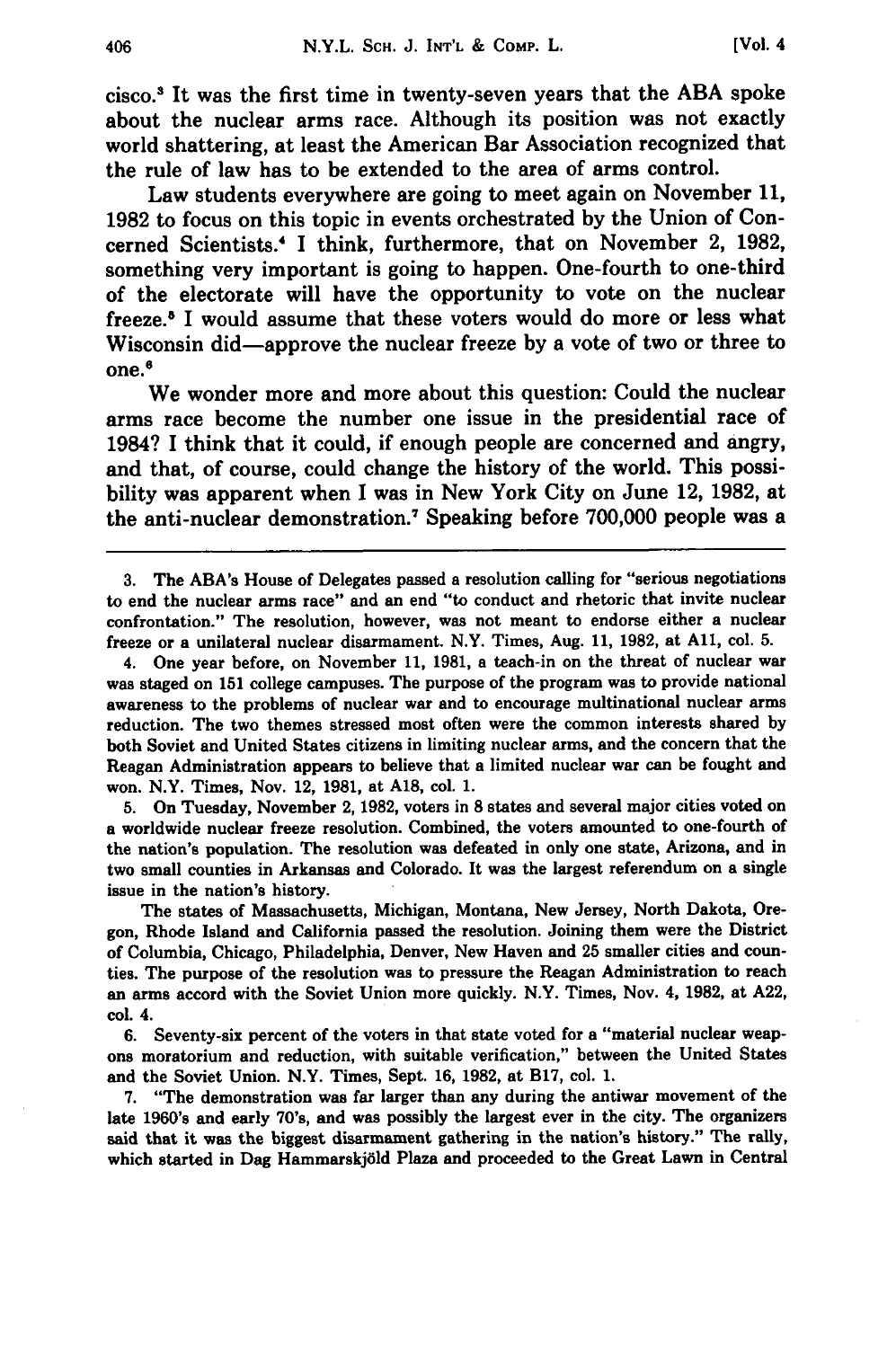cisco.[3] It was the first time in twenty-seven years that the ABA spoke about the nuclear arms race. Although its position was not exactly world shattering, at least the American Bar Association recognized that the rule of law has to be extended to the area of arms control.

Law students everywhere are going to meet again on November 11, 1982 to focus on this topic in events orchestrated by the Union of Concerned Scientists.[4] I think, furthermore, that on November 2, 1982, something very important is going to happen. One-fourth to one-third of the electorate will have the opportunity to vote on the nuclear freeze.[5] I would assume that these voters would do more or less what Wisconsin did—approve the nuclear freeze by a vote of two or three to one.[6]

We wonder more and more about this question: Could the nuclear arms race become the number one issue in the presidential race of 1984? I think that it could, if enough people are concerned and angry, and that, of course, could change the history of the world. This possibility was apparent when I was in New York City on June 12, 1982, at the anti-nuclear demonstration.[7] Speaking before 700,000 people was a

---

3. The ABA's House of Delegates passed a resolution calling for "serious negotiations to end the nuclear arms race" and an end "to conduct and rhetoric that invite nuclear confrontation." The resolution, however, was not meant to endorse either a nuclear freeze or a unilateral nuclear disarmament. N.Y. Times, Aug. 11, 1982, at A11, col. 5.

4. One year before, on November 11, 1981, a teach-in on the threat of nuclear war was staged on 151 college campuses. The purpose of the program was to provide national awareness to the problems of nuclear war and to encourage multinational nuclear arms reduction. The two themes stressed most often were the common interests shared by both Soviet and United States citizens in limiting nuclear arms, and the concern that the Reagan Administration appears to believe that a limited nuclear war can be fought and won. N.Y. Times, Nov. 12, 1981, at A18, col. 1.

5. On Tuesday, November 2, 1982, voters in 8 states and several major cities voted on a worldwide nuclear freeze resolution. Combined, the voters amounted to one-fourth of the nation's population. The resolution was defeated in only one state, Arizona, and in two small counties in Arkansas and Colorado. It was the largest referendum on a single issue in the nation's history.

The states of Massachusetts, Michigan, Montana, New Jersey, North Dakota, Oregon, Rhode Island and California passed the resolution. Joining them were the District of Columbia, Chicago, Philadelphia, Denver, New Haven and 25 smaller cities and counties. The purpose of the resolution was to pressure the Reagan Administration to reach an arms accord with the Soviet Union more quickly. N.Y. Times, Nov. 4, 1982, at A22, col. 4.

6. Seventy-six percent of the voters in that state voted for a "material nuclear weapons moratorium and reduction, with suitable verification," between the United States and the Soviet Union. N.Y. Times, Sept. 16, 1982, at B17, col. 1.

7. "The demonstration was far larger than any during the antiwar movement of the late 1960's and early 70's, and was possibly the largest ever in the city. The organizers said that it was the biggest disarmament gathering in the nation's history." The rally, which started in Dag Hammarskjöld Plaza and proceeded to the Great Lawn in Central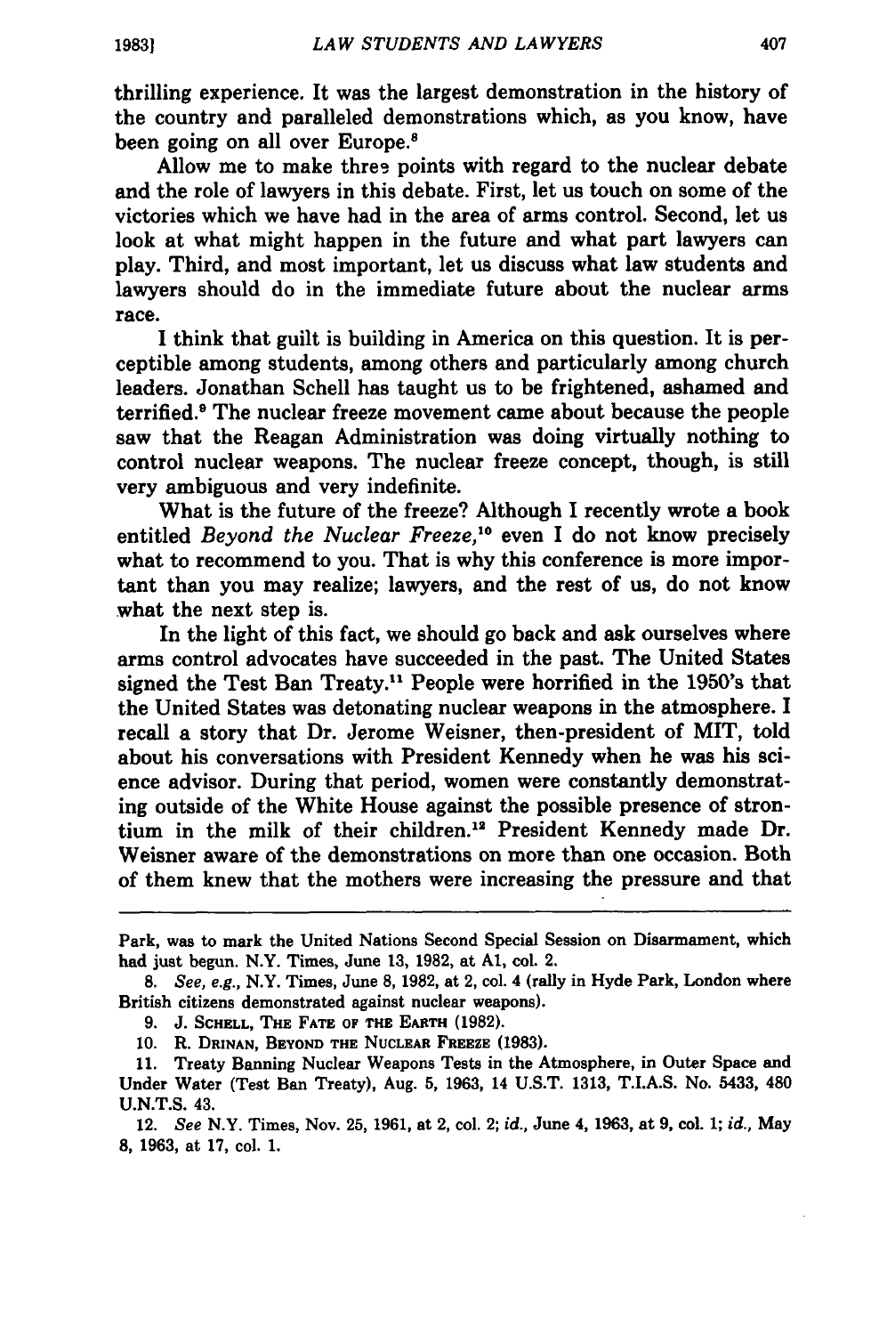thrilling experience. It was the largest demonstration in the history of the country and paralleled demonstrations which, as you know, have been going on all over Europe.[8]

Allow me to make three points with regard to the nuclear debate and the role of lawyers in this debate. First, let us touch on some of the victories which we have had in the area of arms control. Second, let us look at what might happen in the future and what part lawyers can play. Third, and most important, let us discuss what law students and lawyers should do in the immediate future about the nuclear arms race.

I think that guilt is building in America on this question. It is perceptible among students, among others and particularly among church leaders. Jonathan Schell has taught us to be frightened, ashamed and terrified.[9] The nuclear freeze movement came about because the people saw that the Reagan Administration was doing virtually nothing to control nuclear weapons. The nuclear freeze concept, though, is still very ambiguous and very indefinite.

What is the future of the freeze? Although I recently wrote a book entitled *Beyond the Nuclear Freeze*,[10] even I do not know precisely what to recommend to you. That is why this conference is more important than you may realize; lawyers, and the rest of us, do not know what the next step is.

In the light of this fact, we should go back and ask ourselves where arms control advocates have succeeded in the past. The United States signed the Test Ban Treaty.[11] People were horrified in the 1950's that the United States was detonating nuclear weapons in the atmosphere. I recall a story that Dr. Jerome Weisner, then-president of MIT, told about his conversations with President Kennedy when he was his science advisor. During that period, women were constantly demonstrating outside of the White House against the possible presence of strontium in the milk of their children.[12] President Kennedy made Dr. Weisner aware of the demonstrations on more than one occasion. Both of them knew that the mothers were increasing the pressure and that

---

Park, was to mark the United Nations Second Special Session on Disarmament, which had just begun. N.Y. Times, June 13, 1982, at A1, col. 2.

8. *See, e.g.*, N.Y. Times, June 8, 1982, at 2, col. 4 (rally in Hyde Park, London where British citizens demonstrated against nuclear weapons).

9. J. SCHELL, THE FATE OF THE EARTH (1982).

10. R. DRINAN, BEYOND THE NUCLEAR FREEZE (1983).

11. Treaty Banning Nuclear Weapons Tests in the Atmosphere, in Outer Space and Under Water (Test Ban Treaty), Aug. 5, 1963, 14 U.S.T. 1313, T.I.A.S. No. 5433, 480 U.N.T.S. 43.

12. *See* N.Y. Times, Nov. 25, 1961, at 2, col. 2; *id.*, June 4, 1963, at 9, col. 1; *id.*, May 8, 1963, at 17, col. 1.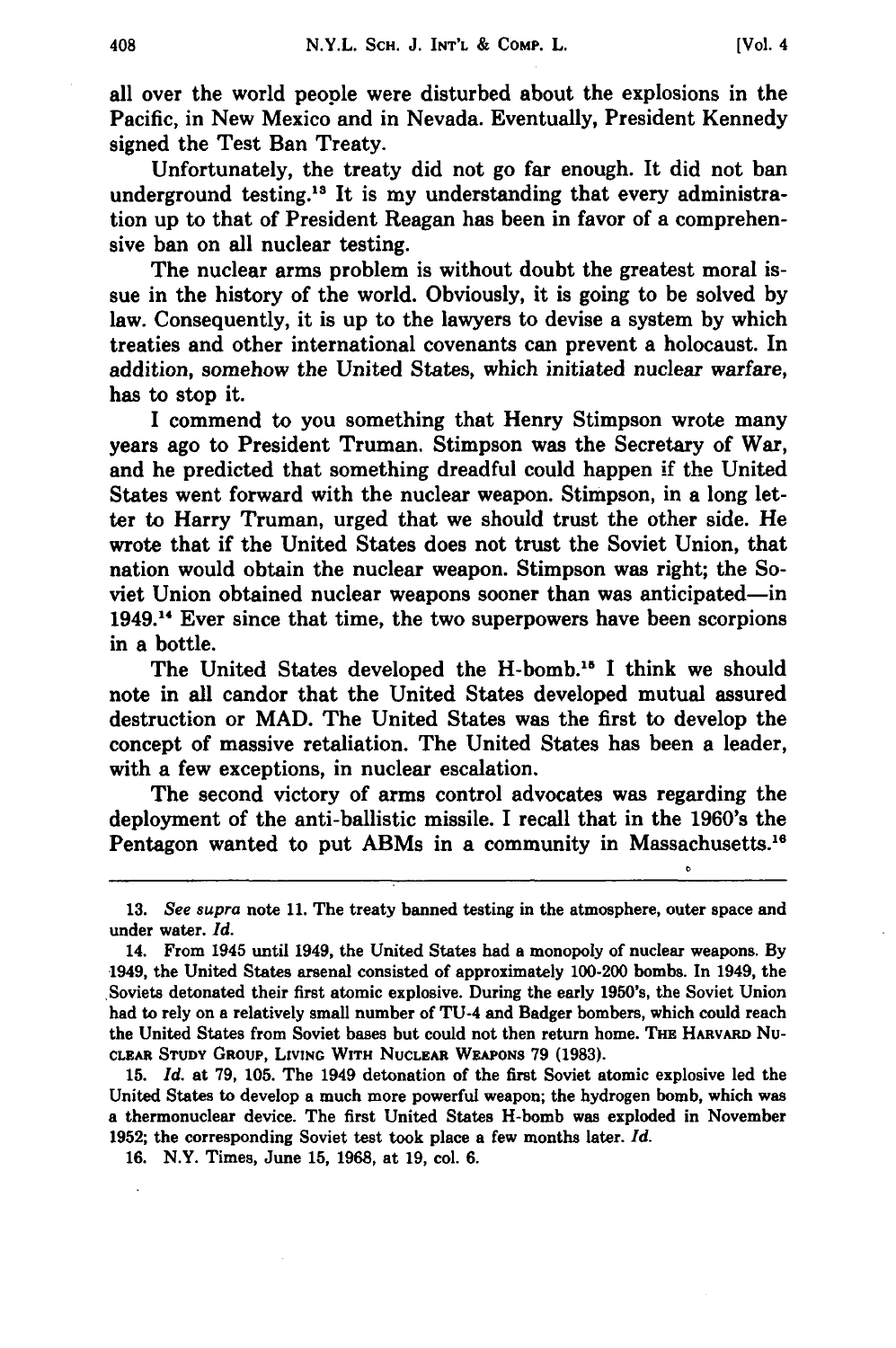all over the world people were disturbed about the explosions in the Pacific, in New Mexico and in Nevada. Eventually, President Kennedy signed the Test Ban Treaty.

Unfortunately, the treaty did not go far enough. It did not ban underground testing.[13] It is my understanding that every administration up to that of President Reagan has been in favor of a comprehensive ban on all nuclear testing.

The nuclear arms problem is without doubt the greatest moral issue in the history of the world. Obviously, it is going to be solved by law. Consequently, it is up to the lawyers to devise a system by which treaties and other international covenants can prevent a holocaust. In addition, somehow the United States, which initiated nuclear warfare, has to stop it.

I commend to you something that Henry Stimpson wrote many years ago to President Truman. Stimpson was the Secretary of War, and he predicted that something dreadful could happen if the United States went forward with the nuclear weapon. Stimpson, in a long letter to Harry Truman, urged that we should trust the other side. He wrote that if the United States does not trust the Soviet Union, that nation would obtain the nuclear weapon. Stimpson was right; the Soviet Union obtained nuclear weapons sooner than was anticipated—in 1949.[14] Ever since that time, the two superpowers have been scorpions in a bottle.

The United States developed the H-bomb.[15] I think we should note in all candor that the United States developed mutual assured destruction or MAD. The United States was the first to develop the concept of massive retaliation. The United States has been a leader, with a few exceptions, in nuclear escalation.

The second victory of arms control advocates was regarding the deployment of the anti-ballistic missile. I recall that in the 1960's the Pentagon wanted to put ABMs in a community in Massachusetts.[16]

---

13. *See supra* note 11. The treaty banned testing in the atmosphere, outer space and under water. *Id.*

14. From 1945 until 1949, the United States had a monopoly of nuclear weapons. By 1949, the United States arsenal consisted of approximately 100-200 bombs. In 1949, the Soviets detonated their first atomic explosive. During the early 1950's, the Soviet Union had to rely on a relatively small number of TU-4 and Badger bombers, which could reach the United States from Soviet bases but could not then return home. THE HARVARD NUCLEAR STUDY GROUP, LIVING WITH NUCLEAR WEAPONS 79 (1983).

15. *Id.* at 79, 105. The 1949 detonation of the first Soviet atomic explosive led the United States to develop a much more powerful weapon; the hydrogen bomb, which was a thermonuclear device. The first United States H-bomb was exploded in November 1952; the corresponding Soviet test took place a few months later. *Id.*

16. N.Y. Times, June 15, 1968, at 19, col. 6.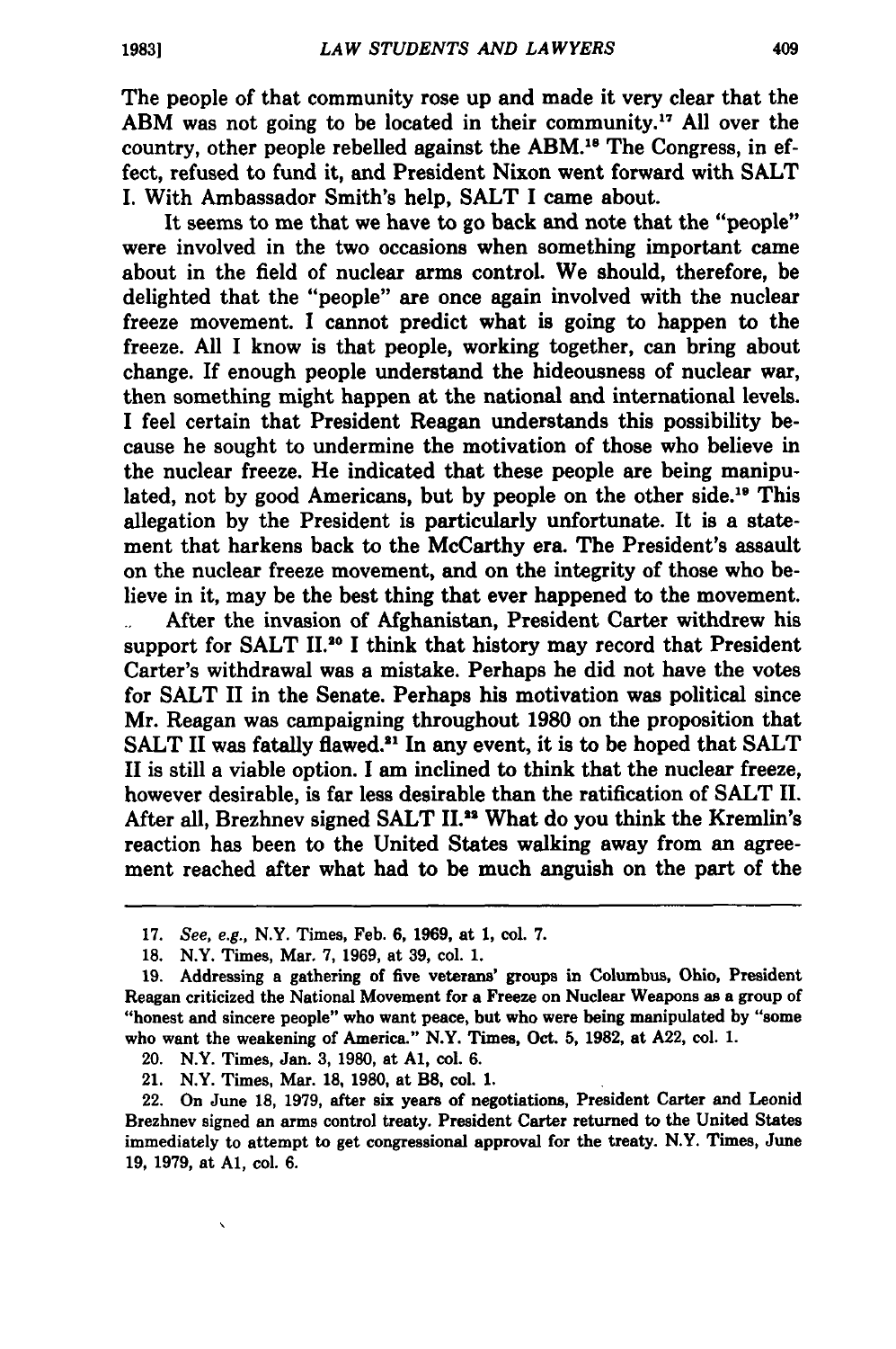The people of that community rose up and made it very clear that the ABM was not going to be located in their community.[17] All over the country, other people rebelled against the ABM.[18] The Congress, in effect, refused to fund it, and President Nixon went forward with SALT I. With Ambassador Smith's help, SALT I came about.

It seems to me that we have to go back and note that the "people" were involved in the two occasions when something important came about in the field of nuclear arms control. We should, therefore, be delighted that the "people" are once again involved with the nuclear freeze movement. I cannot predict what is going to happen to the freeze. All I know is that people, working together, can bring about change. If enough people understand the hideousness of nuclear war, then something might happen at the national and international levels. I feel certain that President Reagan understands this possibility because he sought to undermine the motivation of those who believe in the nuclear freeze. He indicated that these people are being manipulated, not by good Americans, but by people on the other side.[19] This allegation by the President is particularly unfortunate. It is a statement that harkens back to the McCarthy era. The President's assault on the nuclear freeze movement, and on the integrity of those who believe in it, may be the best thing that ever happened to the movement.

After the invasion of Afghanistan, President Carter withdrew his support for SALT II.[20] I think that history may record that President Carter's withdrawal was a mistake. Perhaps he did not have the votes for SALT II in the Senate. Perhaps his motivation was political since Mr. Reagan was campaigning throughout 1980 on the proposition that SALT II was fatally flawed.[21] In any event, it is to be hoped that SALT II is still a viable option. I am inclined to think that the nuclear freeze, however desirable, is far less desirable than the ratification of SALT II. After all, Brezhnev signed SALT II.[22] What do you think the Kremlin's reaction has been to the United States walking away from an agreement reached after what had to be much anguish on the part of the

---

17. *See, e.g.*, N.Y. Times, Feb. 6, 1969, at 1, col. 7.

18. N.Y. Times, Mar. 7, 1969, at 39, col. 1.

19. Addressing a gathering of five veterans' groups in Columbus, Ohio, President Reagan criticized the National Movement for a Freeze on Nuclear Weapons as a group of "honest and sincere people" who want peace, but who were being manipulated by "some who want the weakening of America." N.Y. Times, Oct. 5, 1982, at A22, col. 1.

20. N.Y. Times, Jan. 3, 1980, at A1, col. 6.

21. N.Y. Times, Mar. 18, 1980, at B8, col. 1.

22. On June 18, 1979, after six years of negotiations, President Carter and Leonid Brezhnev signed an arms control treaty. President Carter returned to the United States immediately to attempt to get congressional approval for the treaty. N.Y. Times, June 19, 1979, at A1, col. 6.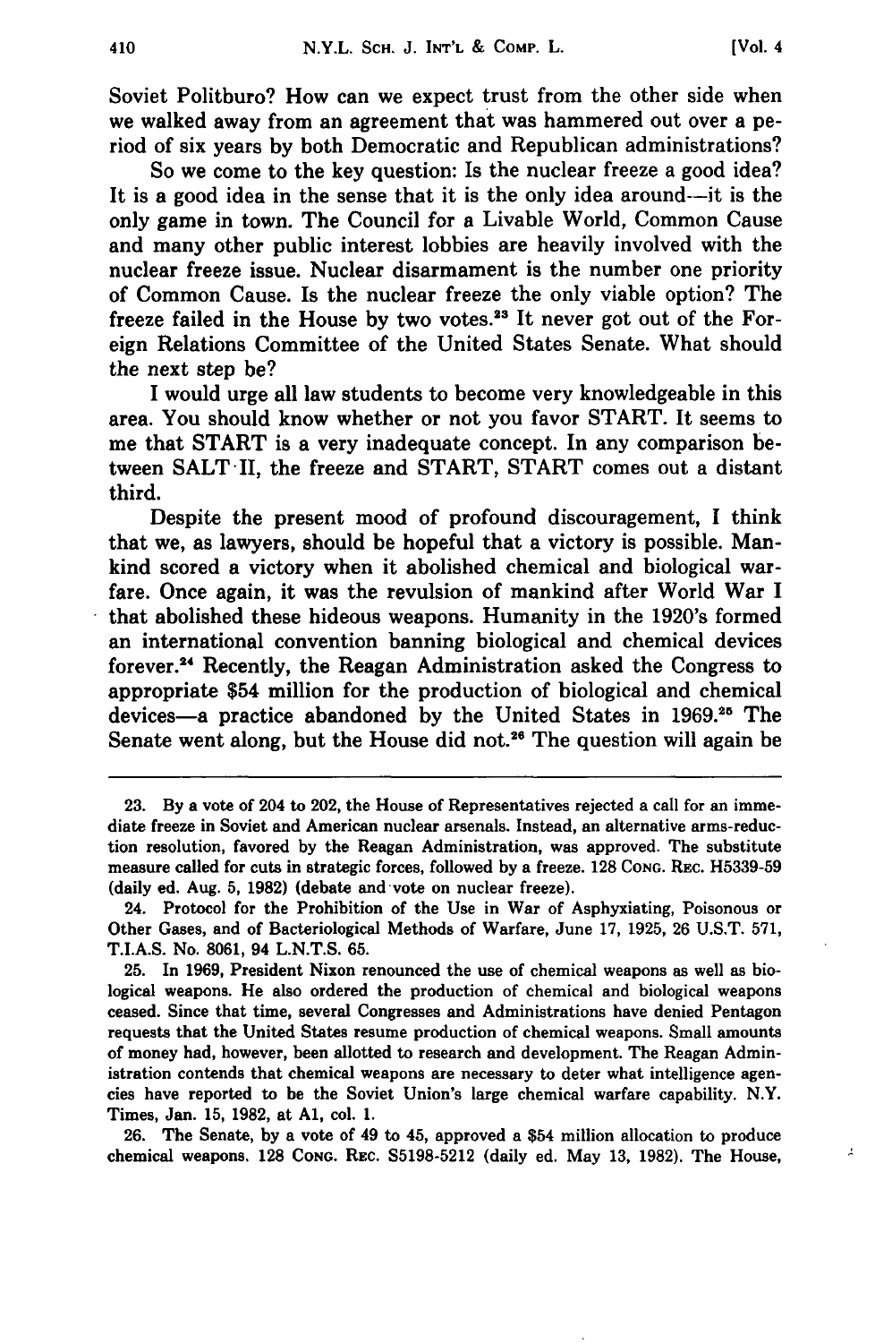Soviet Politburo? How can we expect trust from the other side when we walked away from an agreement that was hammered out over a period of six years by both Democratic and Republican administrations?

So we come to the key question: Is the nuclear freeze a good idea? It is a good idea in the sense that it is the only idea around—it is the only game in town. The Council for a Livable World, Common Cause and many other public interest lobbies are heavily involved with the nuclear freeze issue. Nuclear disarmament is the number one priority of Common Cause. Is the nuclear freeze the only viable option? The freeze failed in the House by two votes.[23] It never got out of the Foreign Relations Committee of the United States Senate. What should the next step be?

I would urge all law students to become very knowledgeable in this area. You should know whether or not you favor START. It seems to me that START is a very inadequate concept. In any comparison between SALT II, the freeze and START, START comes out a distant third.

Despite the present mood of profound discouragement, I think that we, as lawyers, should be hopeful that a victory is possible. Mankind scored a victory when it abolished chemical and biological warfare. Once again, it was the revulsion of mankind after World War I that abolished these hideous weapons. Humanity in the 1920's formed an international convention banning biological and chemical devices forever.[24] Recently, the Reagan Administration asked the Congress to appropriate $54 million for the production of biological and chemical devices—a practice abandoned by the United States in 1969.[25] The Senate went along, but the House did not.[26] The question will again be

---

23. By a vote of 204 to 202, the House of Representatives rejected a call for an immediate freeze in Soviet and American nuclear arsenals. Instead, an alternative arms-reduction resolution, favored by the Reagan Administration, was approved. The substitute measure called for cuts in strategic forces, followed by a freeze. 128 CONG. REC. H5339-59 (daily ed. Aug. 5, 1982) (debate and vote on nuclear freeze).

24. Protocol for the Prohibition of the Use in War of Asphyxiating, Poisonous or Other Gases, and of Bacteriological Methods of Warfare, June 17, 1925, 26 U.S.T. 571, T.I.A.S. No. 8061, 94 L.N.T.S. 65.

25. In 1969, President Nixon renounced the use of chemical weapons as well as biological weapons. He also ordered the production of chemical and biological weapons ceased. Since that time, several Congresses and Administrations have denied Pentagon requests that the United States resume production of chemical weapons. Small amounts of money had, however, been allotted to research and development. The Reagan Administration contends that chemical weapons are necessary to deter what intelligence agencies have reported to be the Soviet Union's large chemical warfare capability. N.Y. Times, Jan. 15, 1982, at A1, col. 1.

26. The Senate, by a vote of 49 to 45, approved a $54 million allocation to produce chemical weapons. 128 CONG. REC. S5198-5212 (daily ed. May 13, 1982). The House,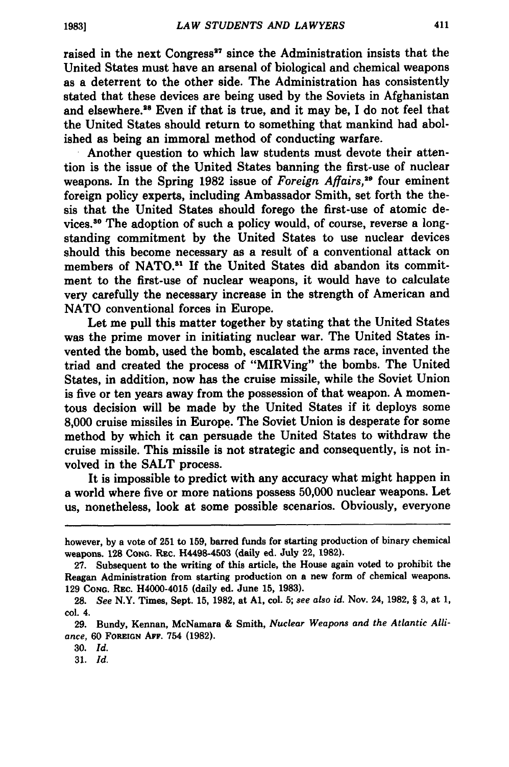raised in the next Congress[27] since the Administration insists that the United States must have an arsenal of biological and chemical weapons as a deterrent to the other side. The Administration has consistently stated that these devices are being used by the Soviets in Afghanistan and elsewhere.[28] Even if that is true, and it may be, I do not feel that the United States should return to something that mankind had abolished as being an immoral method of conducting warfare.

Another question to which law students must devote their attention is the issue of the United States banning the first-use of nuclear weapons. In the Spring 1982 issue of *Foreign Affairs*,[29] four eminent foreign policy experts, including Ambassador Smith, set forth the thesis that the United States should forego the first-use of atomic devices.[30] The adoption of such a policy would, of course, reverse a longstanding commitment by the United States to use nuclear devices should this become necessary as a result of a conventional attack on members of NATO.[31] If the United States did abandon its commitment to the first-use of nuclear weapons, it would have to calculate very carefully the necessary increase in the strength of American and NATO conventional forces in Europe.

Let me pull this matter together by stating that the United States was the prime mover in initiating nuclear war. The United States invented the bomb, used the bomb, escalated the arms race, invented the triad and created the process of "MIRVing" the bombs. The United States, in addition, now has the cruise missile, while the Soviet Union is five or ten years away from the possession of that weapon. A momentous decision will be made by the United States if it deploys some 8,000 cruise missiles in Europe. The Soviet Union is desperate for some method by which it can persuade the United States to withdraw the cruise missile. This missile is not strategic and consequently, is not involved in the SALT process.

It is impossible to predict with any accuracy what might happen in a world where five or more nations possess 50,000 nuclear weapons. Let us, nonetheless, look at some possible scenarios. Obviously, everyone

---

however, by a vote of 251 to 159, barred funds for starting production of binary chemical weapons. 128 CONG. REC. H4498-4503 (daily ed. July 22, 1982).

27. Subsequent to the writing of this article, the House again voted to prohibit the Reagan Administration from starting production on a new form of chemical weapons. 129 CONG. REC. H4000-4015 (daily ed. June 15, 1983).

28. *See* N.Y. Times, Sept. 15, 1982, at A1, col. 5; *see also id.* Nov. 24, 1982, § 3, at 1, col. 4.

29. Bundy, Kennan, McNamara & Smith, *Nuclear Weapons and the Atlantic Alliance*, 60 FOREIGN AFF. 754 (1982).

30. *Id.*

31. *Id.*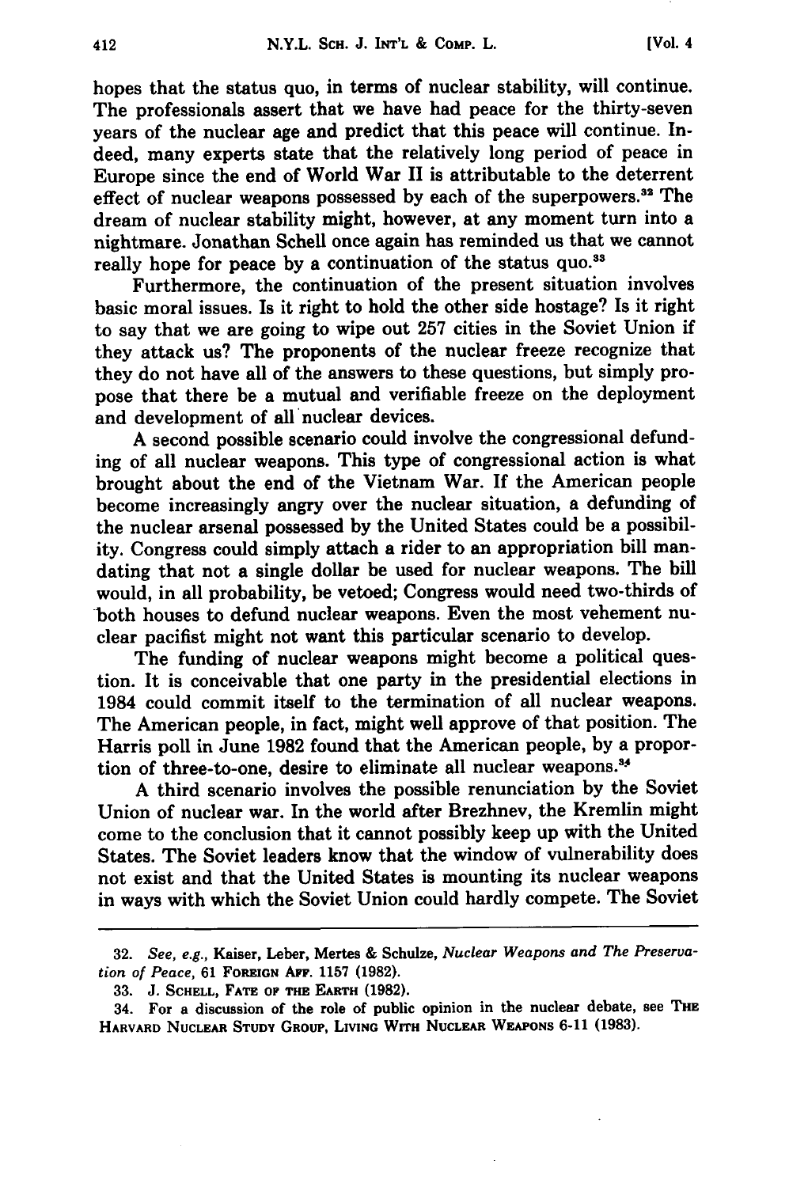hopes that the status quo, in terms of nuclear stability, will continue. The professionals assert that we have had peace for the thirty-seven years of the nuclear age and predict that this peace will continue. Indeed, many experts state that the relatively long period of peace in Europe since the end of World War II is attributable to the deterrent effect of nuclear weapons possessed by each of the superpowers.[32] The dream of nuclear stability might, however, at any moment turn into a nightmare. Jonathan Schell once again has reminded us that we cannot really hope for peace by a continuation of the status quo.[33]

Furthermore, the continuation of the present situation involves basic moral issues. Is it right to hold the other side hostage? Is it right to say that we are going to wipe out 257 cities in the Soviet Union if they attack us? The proponents of the nuclear freeze recognize that they do not have all of the answers to these questions, but simply propose that there be a mutual and verifiable freeze on the deployment and development of all nuclear devices.

A second possible scenario could involve the congressional defunding of all nuclear weapons. This type of congressional action is what brought about the end of the Vietnam War. If the American people become increasingly angry over the nuclear situation, a defunding of the nuclear arsenal possessed by the United States could be a possibility. Congress could simply attach a rider to an appropriation bill mandating that not a single dollar be used for nuclear weapons. The bill would, in all probability, be vetoed; Congress would need two-thirds of both houses to defund nuclear weapons. Even the most vehement nuclear pacifist might not want this particular scenario to develop.

The funding of nuclear weapons might become a political question. It is conceivable that one party in the presidential elections in 1984 could commit itself to the termination of all nuclear weapons. The American people, in fact, might well approve of that position. The Harris poll in June 1982 found that the American people, by a proportion of three-to-one, desire to eliminate all nuclear weapons.[34]

A third scenario involves the possible renunciation by the Soviet Union of nuclear war. In the world after Brezhnev, the Kremlin might come to the conclusion that it cannot possibly keep up with the United States. The Soviet leaders know that the window of vulnerability does not exist and that the United States is mounting its nuclear weapons in ways with which the Soviet Union could hardly compete. The Soviet

---

32. *See, e.g.*, Kaiser, Leber, Mertes & Schulze, *Nuclear Weapons and The Preservation of Peace*, 61 FOREIGN AFF. 1157 (1982).

33. J. SCHELL, FATE OF THE EARTH (1982).

34. For a discussion of the role of public opinion in the nuclear debate, see THE HARVARD NUCLEAR STUDY GROUP, LIVING WITH NUCLEAR WEAPONS 6-11 (1983).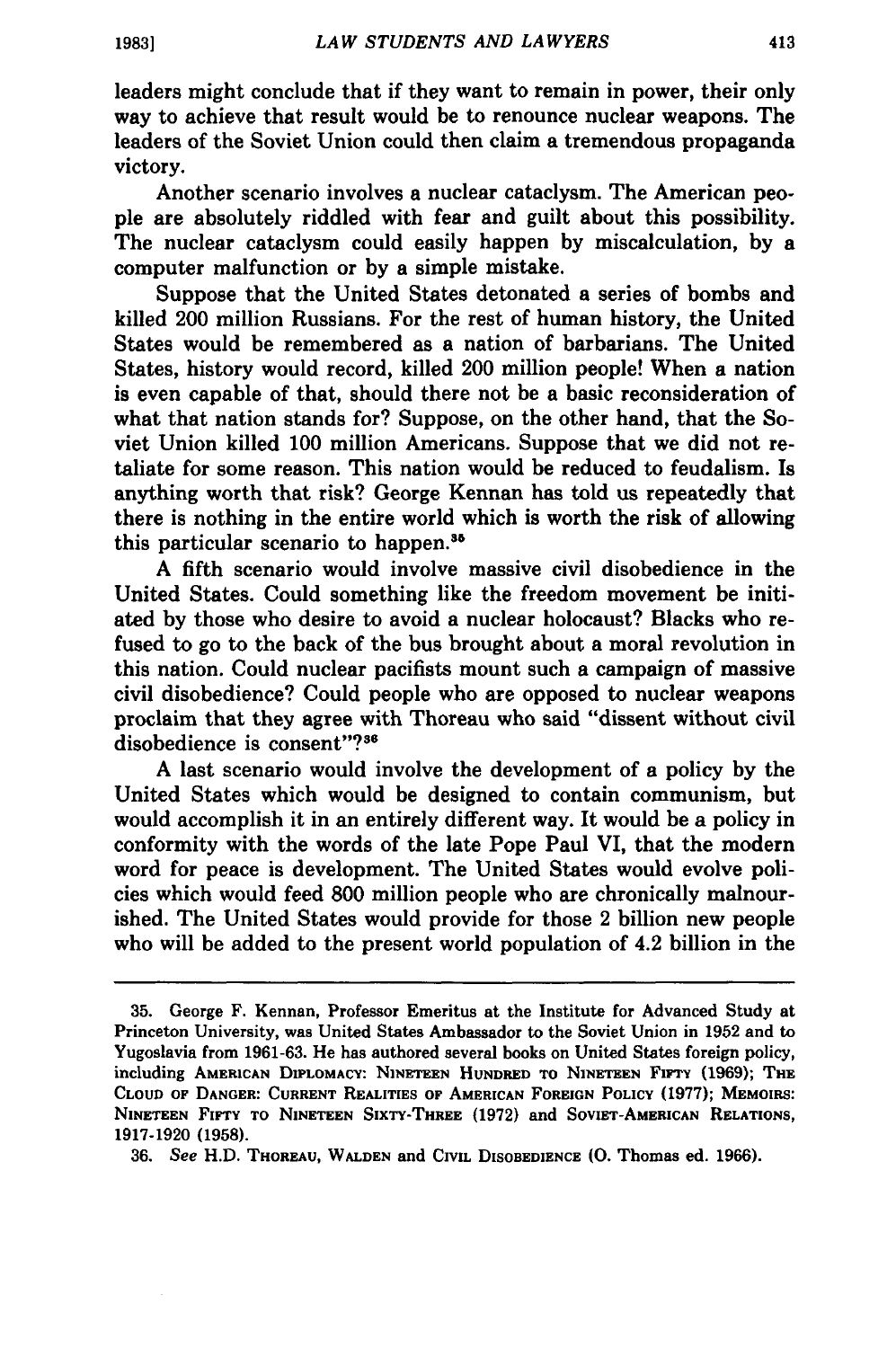leaders might conclude that if they want to remain in power, their only way to achieve that result would be to renounce nuclear weapons. The leaders of the Soviet Union could then claim a tremendous propaganda victory.

Another scenario involves a nuclear cataclysm. The American people are absolutely riddled with fear and guilt about this possibility. The nuclear cataclysm could easily happen by miscalculation, by a computer malfunction or by a simple mistake.

Suppose that the United States detonated a series of bombs and killed 200 million Russians. For the rest of human history, the United States would be remembered as a nation of barbarians. The United States, history would record, killed 200 million people! When a nation is even capable of that, should there not be a basic reconsideration of what that nation stands for? Suppose, on the other hand, that the Soviet Union killed 100 million Americans. Suppose that we did not retaliate for some reason. This nation would be reduced to feudalism. Is anything worth that risk? George Kennan has told us repeatedly that there is nothing in the entire world which is worth the risk of allowing this particular scenario to happen.[35]

A fifth scenario would involve massive civil disobedience in the United States. Could something like the freedom movement be initiated by those who desire to avoid a nuclear holocaust? Blacks who refused to go to the back of the bus brought about a moral revolution in this nation. Could nuclear pacifists mount such a campaign of massive civil disobedience? Could people who are opposed to nuclear weapons proclaim that they agree with Thoreau who said "dissent without civil disobedience is consent"?[36]

A last scenario would involve the development of a policy by the United States which would be designed to contain communism, but would accomplish it in an entirely different way. It would be a policy in conformity with the words of the late Pope Paul VI, that the modern word for peace is development. The United States would evolve policies which would feed 800 million people who are chronically malnourished. The United States would provide for those 2 billion new people who will be added to the present world population of 4.2 billion in the

---

35. George F. Kennan, Professor Emeritus at the Institute for Advanced Study at Princeton University, was United States Ambassador to the Soviet Union in 1952 and to Yugoslavia from 1961-63. He has authored several books on United States foreign policy, including AMERICAN DIPLOMACY: NINETEEN HUNDRED TO NINETEEN FIFTY (1969); THE CLOUD OF DANGER: CURRENT REALITIES OF AMERICAN FOREIGN POLICY (1977); MEMOIRS: NINETEEN FIFTY TO NINETEEN SIXTY-THREE (1972) and SOVIET-AMERICAN RELATIONS, 1917-1920 (1958).

36. *See* H.D. THOREAU, WALDEN and CIVIL DISOBEDIENCE (O. Thomas ed. 1966).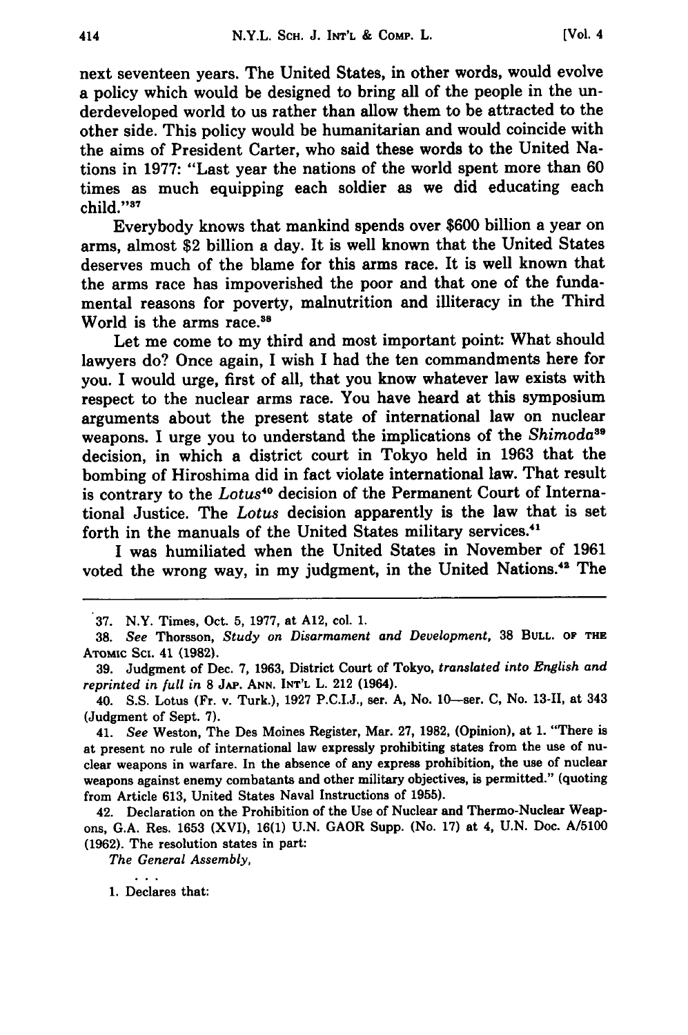next seventeen years. The United States, in other words, would evolve a policy which would be designed to bring all of the people in the underdeveloped world to us rather than allow them to be attracted to the other side. This policy would be humanitarian and would coincide with the aims of President Carter, who said these words to the United Nations in 1977: "Last year the nations of the world spent more than 60 times as much equipping each soldier as we did educating each child."[37]

Everybody knows that mankind spends over $600 billion a year on arms, almost $2 billion a day. It is well known that the United States deserves much of the blame for this arms race. It is well known that the arms race has impoverished the poor and that one of the fundamental reasons for poverty, malnutrition and illiteracy in the Third World is the arms race.[38]

Let me come to my third and most important point: What should lawyers do? Once again, I wish I had the ten commandments here for you. I would urge, first of all, that you know whatever law exists with respect to the nuclear arms race. You have heard at this symposium arguments about the present state of international law on nuclear weapons. I urge you to understand the implications of the *Shimoda*[39] decision, in which a district court in Tokyo held in 1963 that the bombing of Hiroshima did in fact violate international law. That result is contrary to the *Lotus*[40] decision of the Permanent Court of International Justice. The *Lotus* decision apparently is the law that is set forth in the manuals of the United States military services.[41]

I was humiliated when the United States in November of 1961 voted the wrong way, in my judgment, in the United Nations.[42] The

---

37. N.Y. Times, Oct. 5, 1977, at A12, col. 1.

38. *See* Thorsson, *Study on Disarmament and Development*, 38 BULL. OF THE ATOMIC SCI. 41 (1982).

39. Judgment of Dec. 7, 1963, District Court of Tokyo, *translated into English and reprinted in full in* 8 JAP. ANN. INT'L L. 212 (1964).

40. S.S. Lotus (Fr. v. Turk.), 1927 P.C.I.J., ser. A, No. 10—ser. C, No. 13-II, at 343 (Judgment of Sept. 7).

41. *See* Weston, The Des Moines Register, Mar. 27, 1982, (Opinion), at 1. "There is at present no rule of international law expressly prohibiting states from the use of nuclear weapons in warfare. In the absence of any express prohibition, the use of nuclear weapons against enemy combatants and other military objectives, is permitted." (quoting from Article 613, United States Naval Instructions of 1955).

42. Declaration on the Prohibition of the Use of Nuclear and Thermo-Nuclear Weapons, G.A. Res. 1653 (XVI), 16(1) U.N. GAOR Supp. (No. 17) at 4, U.N. Doc. A/5100 (1962). The resolution states in part:

*The General Assembly,*

. . .

1. Declares that: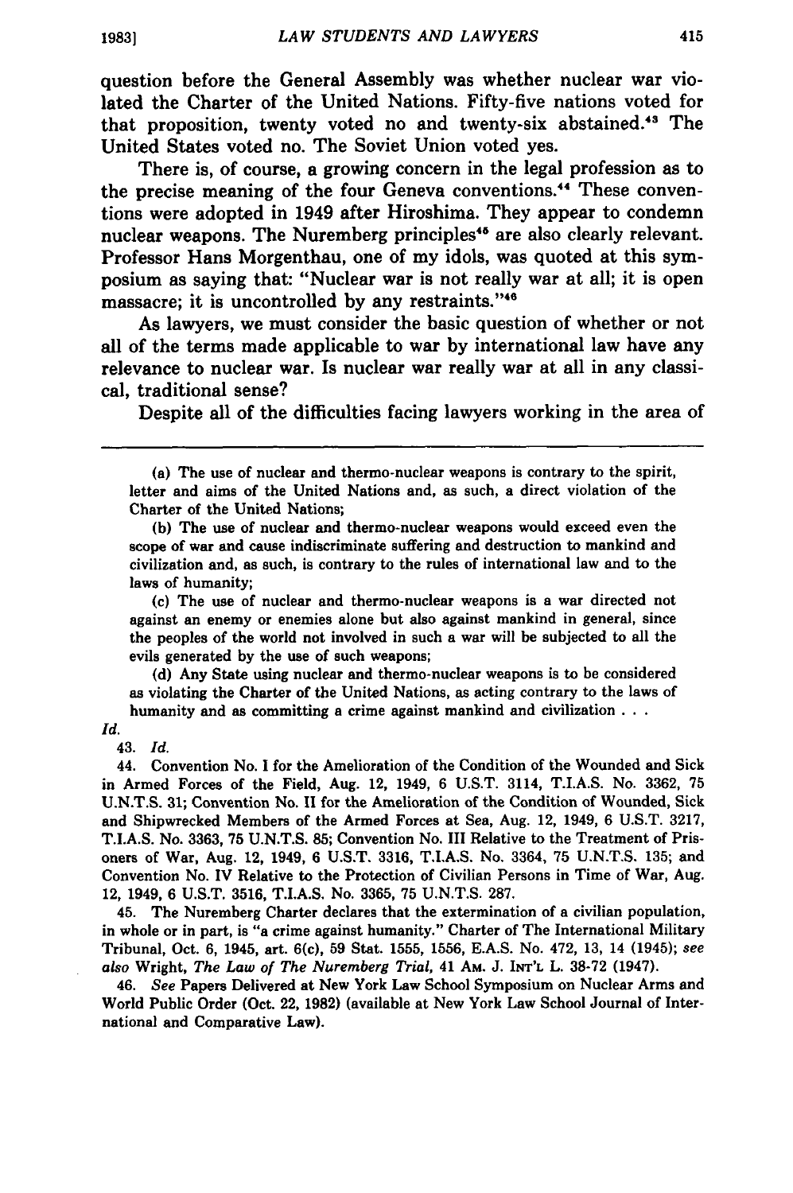question before the General Assembly was whether nuclear war violated the Charter of the United Nations. Fifty-five nations voted for that proposition, twenty voted no and twenty-six abstained.[43] The United States voted no. The Soviet Union voted yes.

There is, of course, a growing concern in the legal profession as to the precise meaning of the four Geneva conventions.[44] These conventions were adopted in 1949 after Hiroshima. They appear to condemn nuclear weapons. The Nuremberg principles[45] are also clearly relevant. Professor Hans Morgenthau, one of my idols, was quoted at this symposium as saying that: "Nuclear war is not really war at all; it is open massacre; it is uncontrolled by any restraints."[46]

As lawyers, we must consider the basic question of whether or not all of the terms made applicable to war by international law have any relevance to nuclear war. Is nuclear war really war at all in any classical, traditional sense?

Despite all of the difficulties facing lawyers working in the area of

---

(a) The use of nuclear and thermo-nuclear weapons is contrary to the spirit, letter and aims of the United Nations and, as such, a direct violation of the Charter of the United Nations;

(b) The use of nuclear and thermo-nuclear weapons would exceed even the scope of war and cause indiscriminate suffering and destruction to mankind and civilization and, as such, is contrary to the rules of international law and to the laws of humanity;

(c) The use of nuclear and thermo-nuclear weapons is a war directed not against an enemy or enemies alone but also against mankind in general, since the peoples of the world not involved in such a war will be subjected to all the evils generated by the use of such weapons;

(d) Any State using nuclear and thermo-nuclear weapons is to be considered as violating the Charter of the United Nations, as acting contrary to the laws of humanity and as committing a crime against mankind and civilization . . .

*Id.*

43. *Id.*

44. Convention No. I for the Amelioration of the Condition of the Wounded and Sick in Armed Forces of the Field, Aug. 12, 1949, 6 U.S.T. 3114, T.I.A.S. No. 3362, 75 U.N.T.S. 31; Convention No. II for the Amelioration of the Condition of Wounded, Sick and Shipwrecked Members of the Armed Forces at Sea, Aug. 12, 1949, 6 U.S.T. 3217, T.I.A.S. No. 3363, 75 U.N.T.S. 85; Convention No. III Relative to the Treatment of Prisoners of War, Aug. 12, 1949, 6 U.S.T. 3316, T.I.A.S. No. 3364, 75 U.N.T.S. 135; and Convention No. IV Relative to the Protection of Civilian Persons in Time of War, Aug. 12, 1949, 6 U.S.T. 3516, T.I.A.S. No. 3365, 75 U.N.T.S. 287.

45. The Nuremberg Charter declares that the extermination of a civilian population, in whole or in part, is "a crime against humanity." Charter of The International Military Tribunal, Oct. 6, 1945, art. 6(c), 59 Stat. 1555, 1556, E.A.S. No. 472, 13, 14 (1945); *see also* Wright, *The Law of The Nuremberg Trial*, 41 AM. J. INT'L L. 38-72 (1947).

46. *See* Papers Delivered at New York Law School Symposium on Nuclear Arms and World Public Order (Oct. 22, 1982) (available at New York Law School Journal of International and Comparative Law).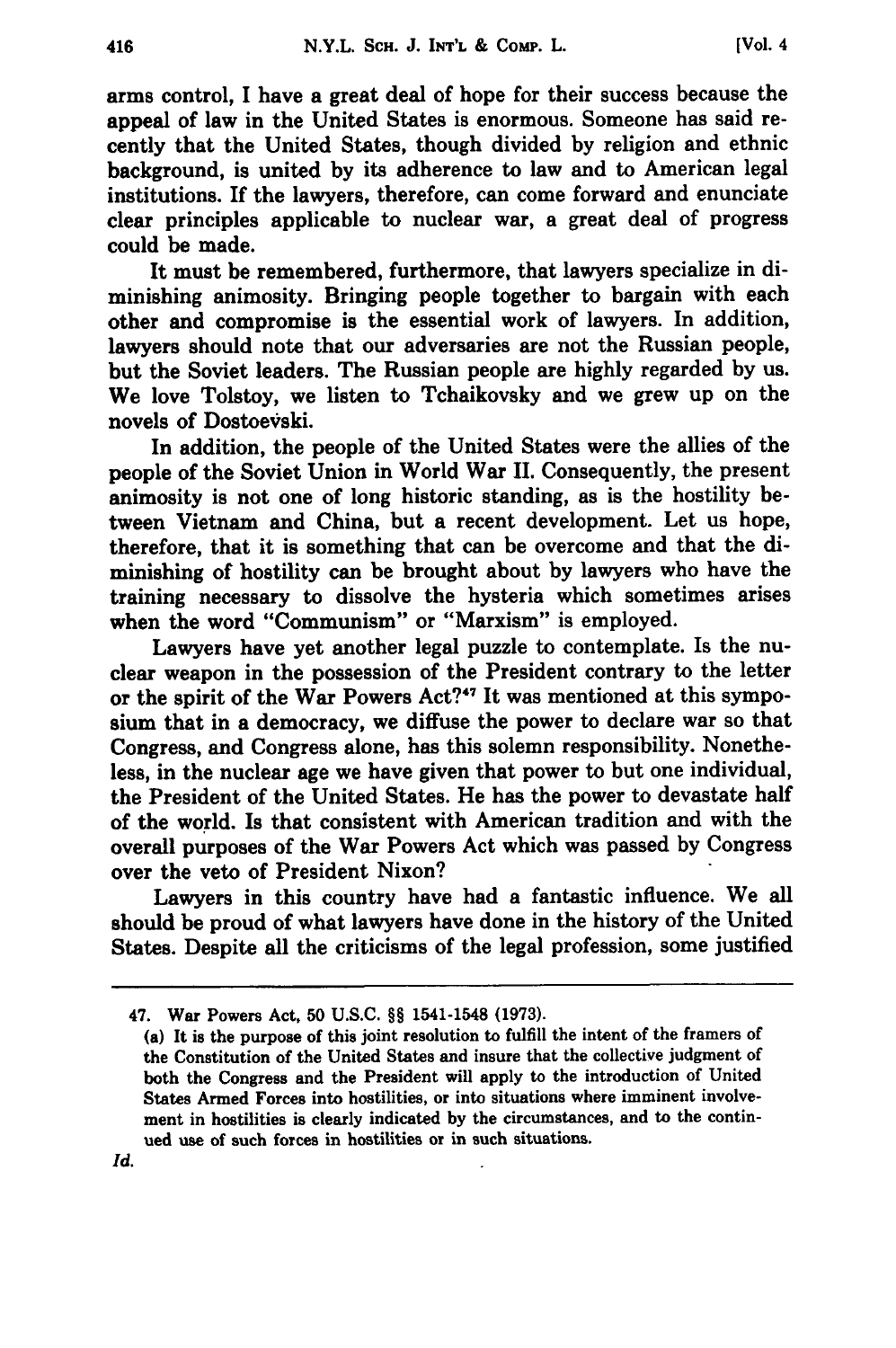arms control, I have a great deal of hope for their success because the appeal of law in the United States is enormous. Someone has said recently that the United States, though divided by religion and ethnic background, is united by its adherence to law and to American legal institutions. If the lawyers, therefore, can come forward and enunciate clear principles applicable to nuclear war, a great deal of progress could be made.

It must be remembered, furthermore, that lawyers specialize in diminishing animosity. Bringing people together to bargain with each other and compromise is the essential work of lawyers. In addition, lawyers should note that our adversaries are not the Russian people, but the Soviet leaders. The Russian people are highly regarded by us. We love Tolstoy, we listen to Tchaikovsky and we grew up on the novels of Dostoevski.

In addition, the people of the United States were the allies of the people of the Soviet Union in World War II. Consequently, the present animosity is not one of long historic standing, as is the hostility between Vietnam and China, but a recent development. Let us hope, therefore, that it is something that can be overcome and that the diminishing of hostility can be brought about by lawyers who have the training necessary to dissolve the hysteria which sometimes arises when the word "Communism" or "Marxism" is employed.

Lawyers have yet another legal puzzle to contemplate. Is the nuclear weapon in the possession of the President contrary to the letter or the spirit of the War Powers Act?[47] It was mentioned at this symposium that in a democracy, we diffuse the power to declare war so that Congress, and Congress alone, has this solemn responsibility. Nonetheless, in the nuclear age we have given that power to but one individual, the President of the United States. He has the power to devastate half of the world. Is that consistent with American tradition and with the overall purposes of the War Powers Act which was passed by Congress over the veto of President Nixon?

Lawyers in this country have had a fantastic influence. We all should be proud of what lawyers have done in the history of the United States. Despite all the criticisms of the legal profession, some justified

---

47. War Powers Act, 50 U.S.C. §§ 1541-1548 (1973).

(a) It is the purpose of this joint resolution to fulfill the intent of the framers of the Constitution of the United States and insure that the collective judgment of both the Congress and the President will apply to the introduction of United States Armed Forces into hostilities, or into situations where imminent involvement in hostilities is clearly indicated by the circumstances, and to the continued use of such forces in hostilities or in such situations.

*Id.*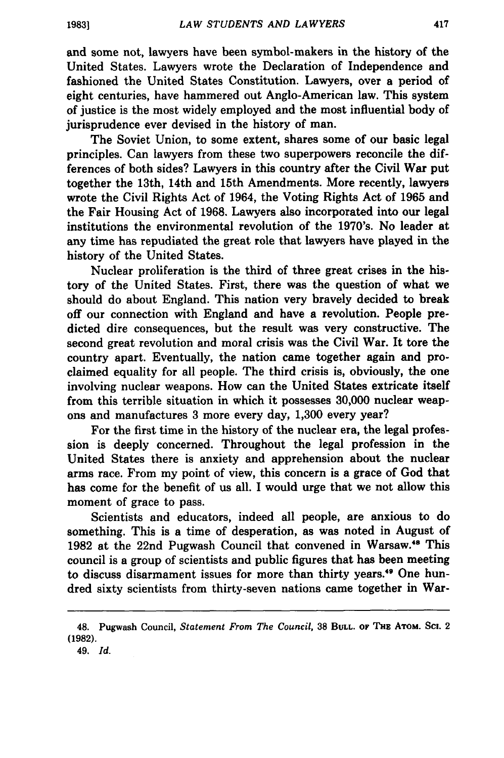and some not, lawyers have been symbol-makers in the history of the United States. Lawyers wrote the Declaration of Independence and fashioned the United States Constitution. Lawyers, over a period of eight centuries, have hammered out Anglo-American law. This system of justice is the most widely employed and the most influential body of jurisprudence ever devised in the history of man.

The Soviet Union, to some extent, shares some of our basic legal principles. Can lawyers from these two superpowers reconcile the differences of both sides? Lawyers in this country after the Civil War put together the 13th, 14th and 15th Amendments. More recently, lawyers wrote the Civil Rights Act of 1964, the Voting Rights Act of 1965 and the Fair Housing Act of 1968. Lawyers also incorporated into our legal institutions the environmental revolution of the 1970's. No leader at any time has repudiated the great role that lawyers have played in the history of the United States.

Nuclear proliferation is the third of three great crises in the history of the United States. First, there was the question of what we should do about England. This nation very bravely decided to break off our connection with England and have a revolution. People predicted dire consequences, but the result was very constructive. The second great revolution and moral crisis was the Civil War. It tore the country apart. Eventually, the nation came together again and proclaimed equality for all people. The third crisis is, obviously, the one involving nuclear weapons. How can the United States extricate itself from this terrible situation in which it possesses 30,000 nuclear weapons and manufactures 3 more every day, 1,300 every year?

For the first time in the history of the nuclear era, the legal profession is deeply concerned. Throughout the legal profession in the United States there is anxiety and apprehension about the nuclear arms race. From my point of view, this concern is a grace of God that has come for the benefit of us all. I would urge that we not allow this moment of grace to pass.

Scientists and educators, indeed all people, are anxious to do something. This is a time of desperation, as was noted in August of 1982 at the 22nd Pugwash Council that convened in Warsaw.[48] This council is a group of scientists and public figures that has been meeting to discuss disarmament issues for more than thirty years.[49] One hundred sixty scientists from thirty-seven nations came together in War-

---

48. Pugwash Council, *Statement From The Council*, 38 Bull. of the Atom. Sci. 2 (1982).

49. *Id.*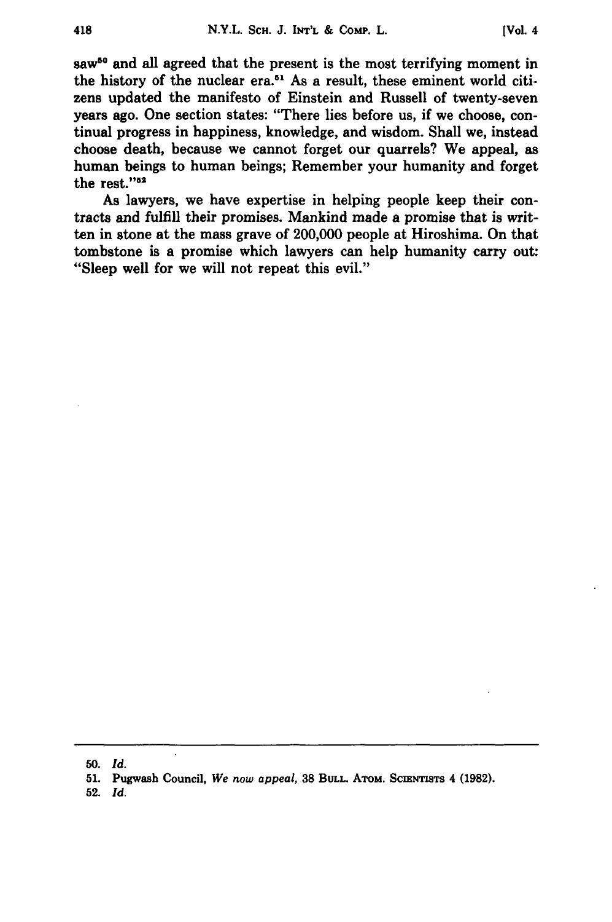saw[50] and all agreed that the present is the most terrifying moment in the history of the nuclear era.[51] As a result, these eminent world citizens updated the manifesto of Einstein and Russell of twenty-seven years ago. One section states: "There lies before us, if we choose, continual progress in happiness, knowledge, and wisdom. Shall we, instead choose death, because we cannot forget our quarrels? We appeal, as human beings to human beings; Remember your humanity and forget the rest."[52]

As lawyers, we have expertise in helping people keep their contracts and fulfill their promises. Mankind made a promise that is written in stone at the mass grave of 200,000 people at Hiroshima. On that tombstone is a promise which lawyers can help humanity carry out: "Sleep well for we will not repeat this evil."

---

50. *Id.*

51. Pugwash Council, *We now appeal*, 38 BULL. ATOM. SCIENTISTS 4 (1982).

52. *Id.*